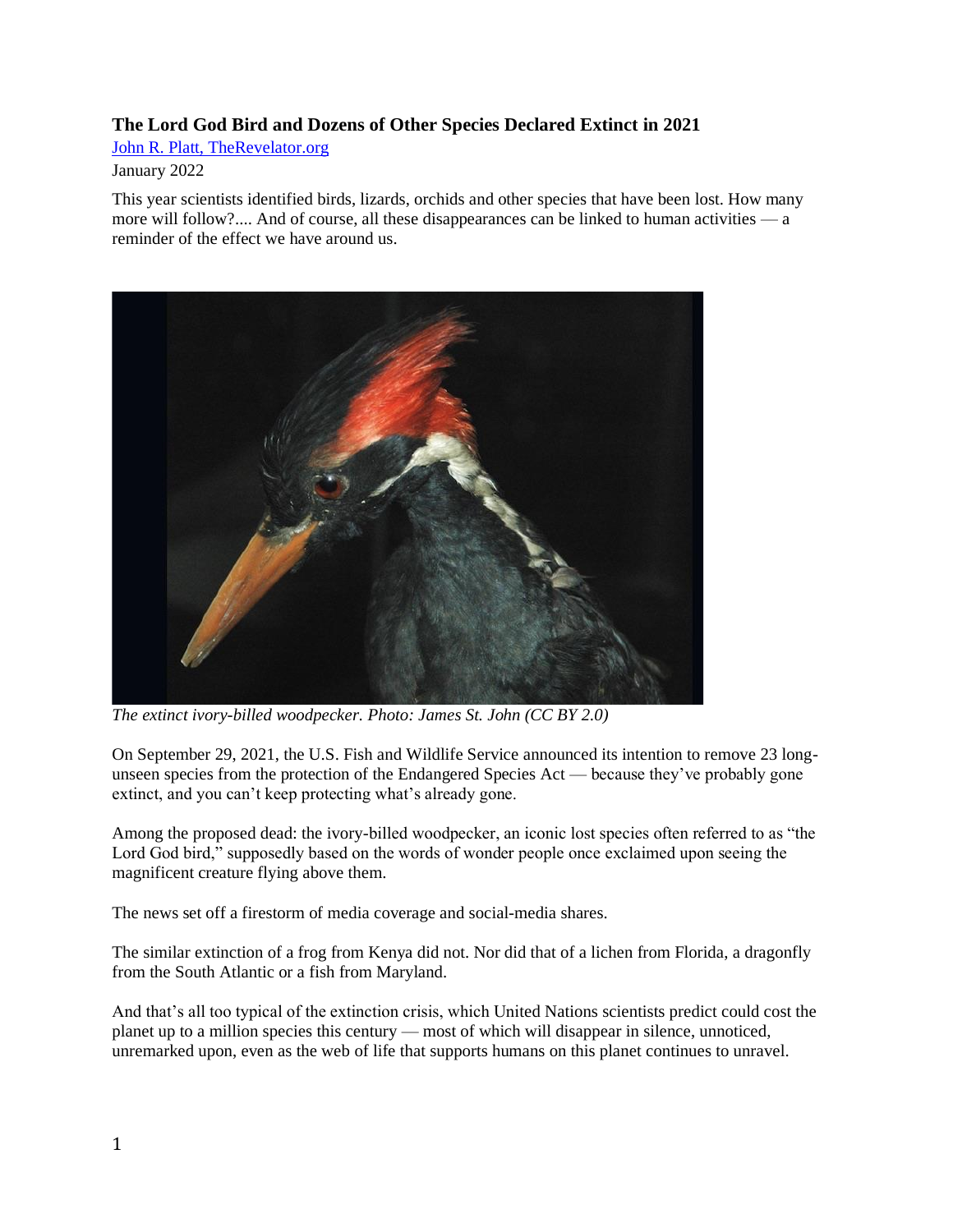**The Lord God Bird and Dozens of Other Species Declared Extinct in 2021**

[John R. Platt, TheRevelator.org](#)

January 2022

This year scientists identified birds, lizards, orchids and other species that have been lost. How many more will follow?.... And of course, all these disappearances can be linked to human activities — a reminder of the effect we have around us.

*The extinct ivory-billed woodpecker. Photo: James St. John (CC BY 2.0)*

On September 29, 2021, the U.S. Fish and Wildlife Service announced its intention to remove 23 long-unseen species from the protection of the Endangered Species Act — because they've probably gone extinct, and you can't keep protecting what's already gone.

Among the proposed dead: the ivory-billed woodpecker, an iconic lost species often referred to as "the Lord God bird," supposedly based on the words of wonder people once exclaimed upon seeing the magnificent creature flying above them.

The news set off a firestorm of media coverage and social-media shares.

The similar extinction of a frog from Kenya did not. Nor did that of a lichen from Florida, a dragonfly from the South Atlantic or a fish from Maryland.

And that's all too typical of the extinction crisis, which United Nations scientists predict could cost the planet up to a million species this century — most of which will disappear in silence, unnoticed, unremarked upon, even as the web of life that supports humans on this planet continues to unravel.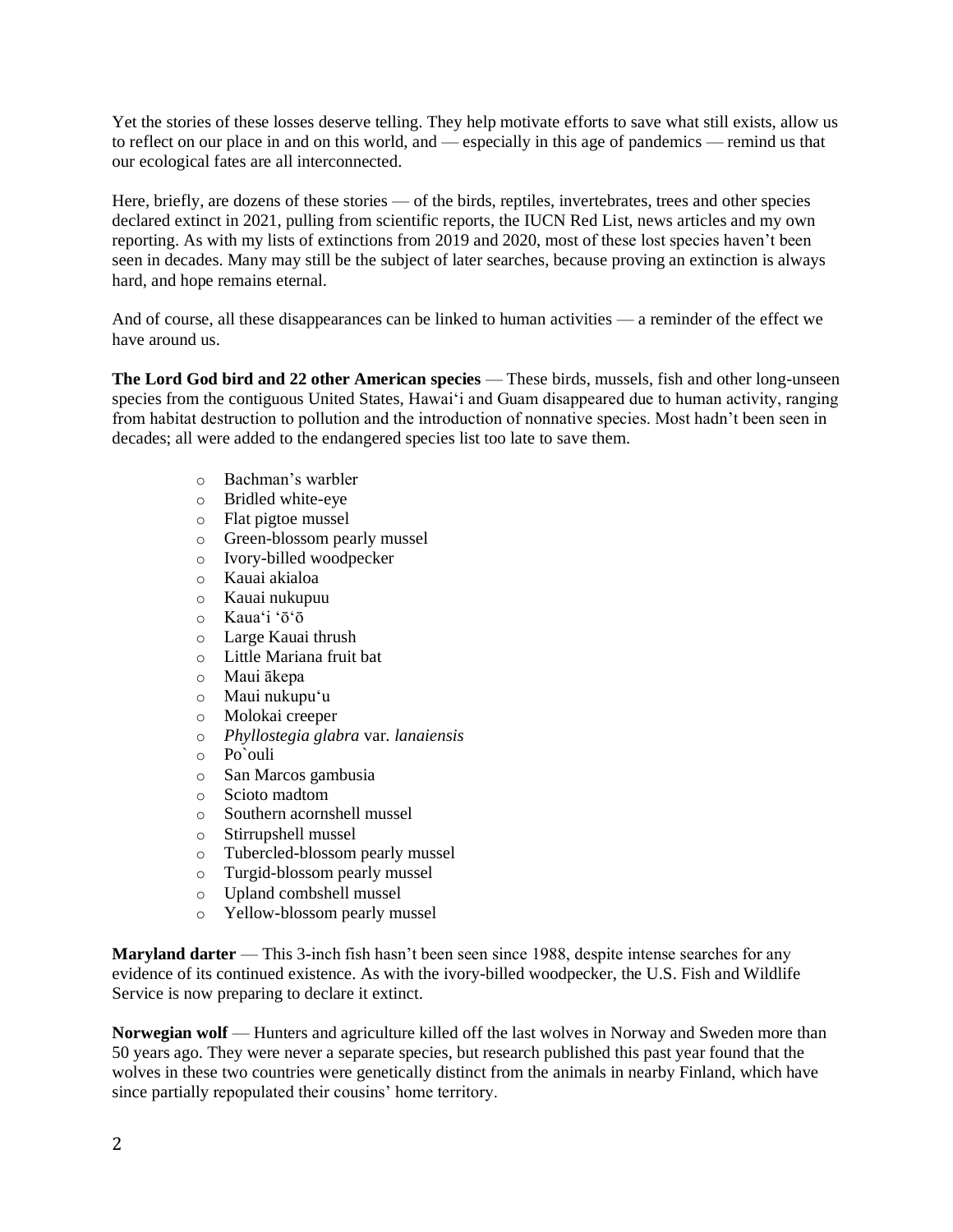Yet the stories of these losses deserve telling. They help motivate efforts to save what still exists, allow us to reflect on our place in and on this world, and — especially in this age of pandemics — remind us that our ecological fates are all interconnected.

Here, briefly, are dozens of these stories — of the birds, reptiles, invertebrates, trees and other species declared extinct in 2021, pulling from scientific reports, the IUCN Red List, news articles and my own reporting. As with my lists of extinctions from 2019 and 2020, most of these lost species haven't been seen in decades. Many may still be the subject of later searches, because proving an extinction is always hard, and hope remains eternal.

And of course, all these disappearances can be linked to human activities — a reminder of the effect we have around us.

**The Lord God bird and 22 other American species** — These birds, mussels, fish and other long-unseen species from the contiguous United States, Hawaiʻi and Guam disappeared due to human activity, ranging from habitat destruction to pollution and the introduction of nonnative species. Most hadn't been seen in decades; all were added to the endangered species list too late to save them.

- Bachman's warbler
- Bridled white-eye
- Flat pigtoe mussel
- Green-blossom pearly mussel
- Ivory-billed woodpecker
- Kauai akialoa
- Kauai nukupuu
- Kauaʻi ʻōʻō
- Large Kauai thrush
- Little Mariana fruit bat
- Maui ākepa
- Maui nukupuʻu
- Molokai creeper
- *Phyllostegia glabra* var. *lanaiensis*
- Po`ouli
- San Marcos gambusia
- Scioto madtom
- Southern acornshell mussel
- Stirrupshell mussel
- Tubercled-blossom pearly mussel
- Turgid-blossom pearly mussel
- Upland combshell mussel
- Yellow-blossom pearly mussel

**Maryland darter** — This 3-inch fish hasn't been seen since 1988, despite intense searches for any evidence of its continued existence. As with the ivory-billed woodpecker, the U.S. Fish and Wildlife Service is now preparing to declare it extinct.

**Norwegian wolf** — Hunters and agriculture killed off the last wolves in Norway and Sweden more than 50 years ago. They were never a separate species, but research published this past year found that the wolves in these two countries were genetically distinct from the animals in nearby Finland, which have since partially repopulated their cousins' home territory.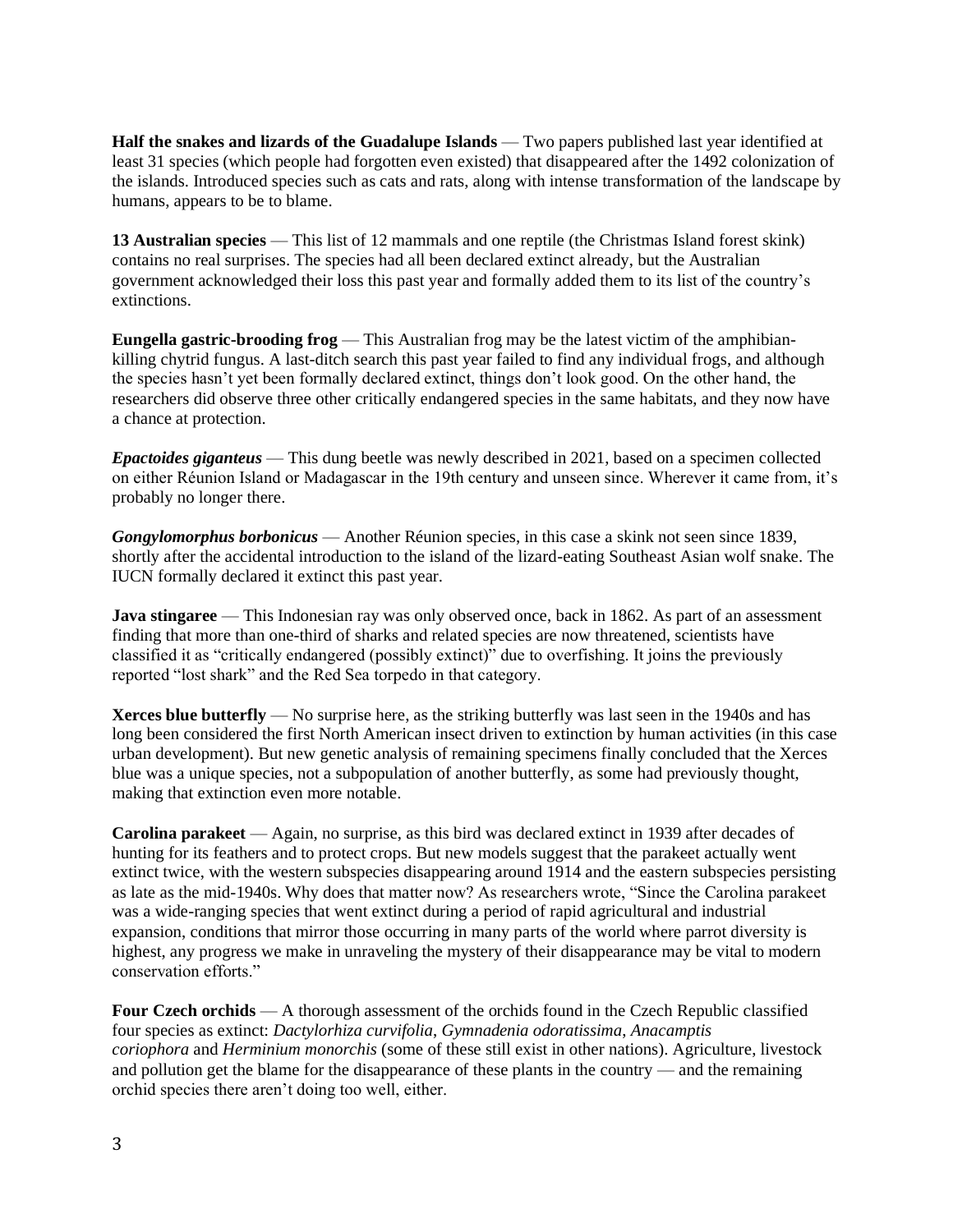**Half the snakes and lizards of the Guadalupe Islands** — Two papers published last year identified at least 31 species (which people had forgotten even existed) that disappeared after the 1492 colonization of the islands. Introduced species such as cats and rats, along with intense transformation of the landscape by humans, appears to be to blame.

**13 Australian species** — This list of 12 mammals and one reptile (the Christmas Island forest skink) contains no real surprises. The species had all been declared extinct already, but the Australian government acknowledged their loss this past year and formally added them to its list of the country's extinctions.

**Eungella gastric-brooding frog** — This Australian frog may be the latest victim of the amphibian-killing chytrid fungus. A last-ditch search this past year failed to find any individual frogs, and although the species hasn't yet been formally declared extinct, things don't look good. On the other hand, the researchers did observe three other critically endangered species in the same habitats, and they now have a chance at protection.

***Epactoides giganteus*** — This dung beetle was newly described in 2021, based on a specimen collected on either Réunion Island or Madagascar in the 19th century and unseen since. Wherever it came from, it's probably no longer there.

***Gongylomorphus borbonicus*** — Another Réunion species, in this case a skink not seen since 1839, shortly after the accidental introduction to the island of the lizard-eating Southeast Asian wolf snake. The IUCN formally declared it extinct this past year.

**Java stingaree** — This Indonesian ray was only observed once, back in 1862. As part of an assessment finding that more than one-third of sharks and related species are now threatened, scientists have classified it as "critically endangered (possibly extinct)" due to overfishing. It joins the previously reported "lost shark" and the Red Sea torpedo in that category.

**Xerces blue butterfly** — No surprise here, as the striking butterfly was last seen in the 1940s and has long been considered the first North American insect driven to extinction by human activities (in this case urban development). But new genetic analysis of remaining specimens finally concluded that the Xerces blue was a unique species, not a subpopulation of another butterfly, as some had previously thought, making that extinction even more notable.

**Carolina parakeet** — Again, no surprise, as this bird was declared extinct in 1939 after decades of hunting for its feathers and to protect crops. But new models suggest that the parakeet actually went extinct twice, with the western subspecies disappearing around 1914 and the eastern subspecies persisting as late as the mid-1940s. Why does that matter now? As researchers wrote, "Since the Carolina parakeet was a wide-ranging species that went extinct during a period of rapid agricultural and industrial expansion, conditions that mirror those occurring in many parts of the world where parrot diversity is highest, any progress we make in unraveling the mystery of their disappearance may be vital to modern conservation efforts."

**Four Czech orchids** — A thorough assessment of the orchids found in the Czech Republic classified four species as extinct: *Dactylorhiza curvifolia*, *Gymnadenia odoratissima*, *Anacamptis coriophora* and *Herminium monorchis* (some of these still exist in other nations). Agriculture, livestock and pollution get the blame for the disappearance of these plants in the country — and the remaining orchid species there aren't doing too well, either.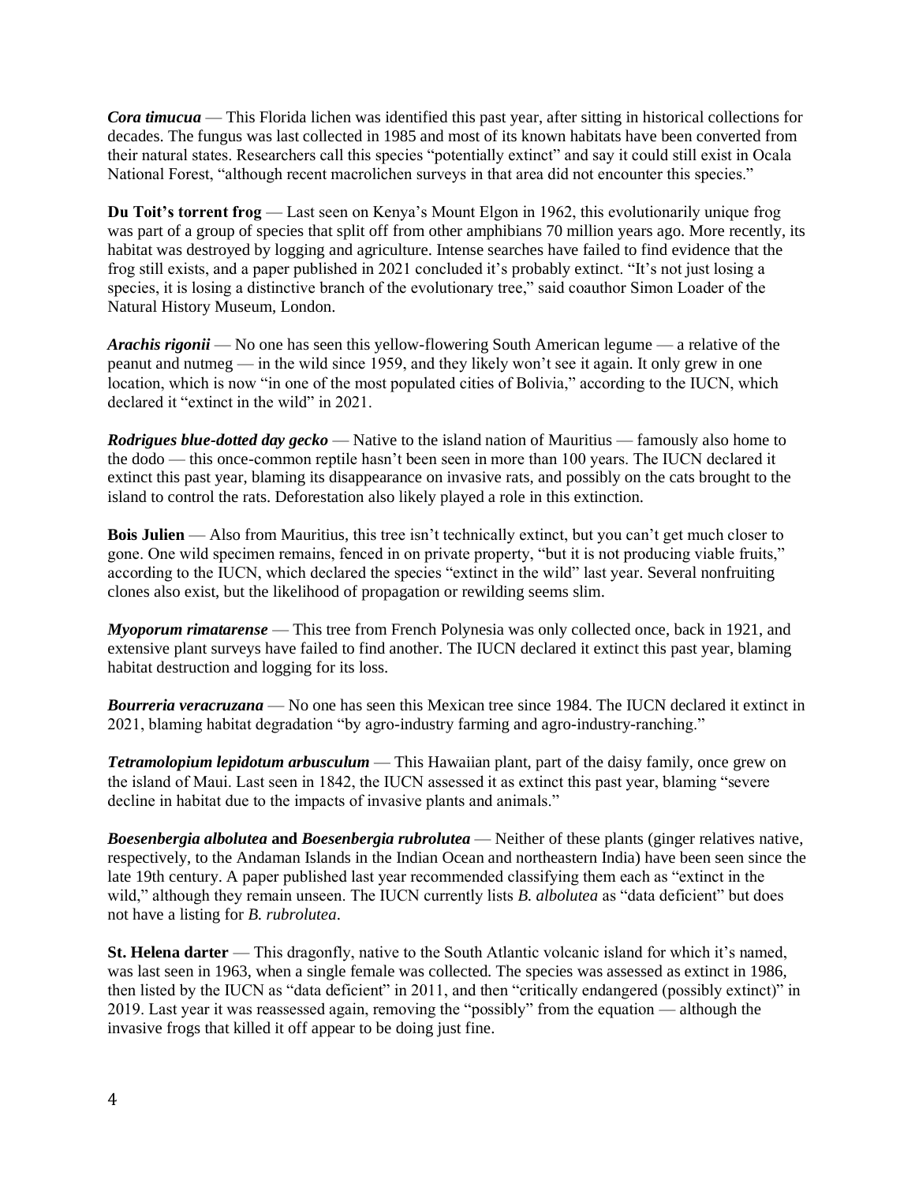***Cora timucua*** — This Florida lichen was identified this past year, after sitting in historical collections for decades. The fungus was last collected in 1985 and most of its known habitats have been converted from their natural states. Researchers call this species "potentially extinct" and say it could still exist in Ocala National Forest, "although recent macrolichen surveys in that area did not encounter this species."

**Du Toit's torrent frog** — Last seen on Kenya's Mount Elgon in 1962, this evolutionarily unique frog was part of a group of species that split off from other amphibians 70 million years ago. More recently, its habitat was destroyed by logging and agriculture. Intense searches have failed to find evidence that the frog still exists, and a paper published in 2021 concluded it's probably extinct. "It's not just losing a species, it is losing a distinctive branch of the evolutionary tree," said coauthor Simon Loader of the Natural History Museum, London.

***Arachis rigonii*** — No one has seen this yellow-flowering South American legume — a relative of the peanut and nutmeg — in the wild since 1959, and they likely won't see it again. It only grew in one location, which is now "in one of the most populated cities of Bolivia," according to the IUCN, which declared it "extinct in the wild" in 2021.

***Rodrigues blue-dotted day gecko*** — Native to the island nation of Mauritius — famously also home to the dodo — this once-common reptile hasn't been seen in more than 100 years. The IUCN declared it extinct this past year, blaming its disappearance on invasive rats, and possibly on the cats brought to the island to control the rats. Deforestation also likely played a role in this extinction.

**Bois Julien** — Also from Mauritius, this tree isn't technically extinct, but you can't get much closer to gone. One wild specimen remains, fenced in on private property, "but it is not producing viable fruits," according to the IUCN, which declared the species "extinct in the wild" last year. Several nonfruiting clones also exist, but the likelihood of propagation or rewilding seems slim.

***Myoporum rimatarense*** — This tree from French Polynesia was only collected once, back in 1921, and extensive plant surveys have failed to find another. The IUCN declared it extinct this past year, blaming habitat destruction and logging for its loss.

***Bourreria veracruzana*** — No one has seen this Mexican tree since 1984. The IUCN declared it extinct in 2021, blaming habitat degradation "by agro-industry farming and agro-industry-ranching."

***Tetramolopium lepidotum arbusculum*** — This Hawaiian plant, part of the daisy family, once grew on the island of Maui. Last seen in 1842, the IUCN assessed it as extinct this past year, blaming "severe decline in habitat due to the impacts of invasive plants and animals."

***Boesenbergia albolutea* and *Boesenbergia rubrolutea*** — Neither of these plants (ginger relatives native, respectively, to the Andaman Islands in the Indian Ocean and northeastern India) have been seen since the late 19th century. A paper published last year recommended classifying them each as "extinct in the wild," although they remain unseen. The IUCN currently lists *B. albolutea* as "data deficient" but does not have a listing for *B. rubrolutea*.

**St. Helena darter** — This dragonfly, native to the South Atlantic volcanic island for which it's named, was last seen in 1963, when a single female was collected. The species was assessed as extinct in 1986, then listed by the IUCN as "data deficient" in 2011, and then "critically endangered (possibly extinct)" in 2019. Last year it was reassessed again, removing the "possibly" from the equation — although the invasive frogs that killed it off appear to be doing just fine.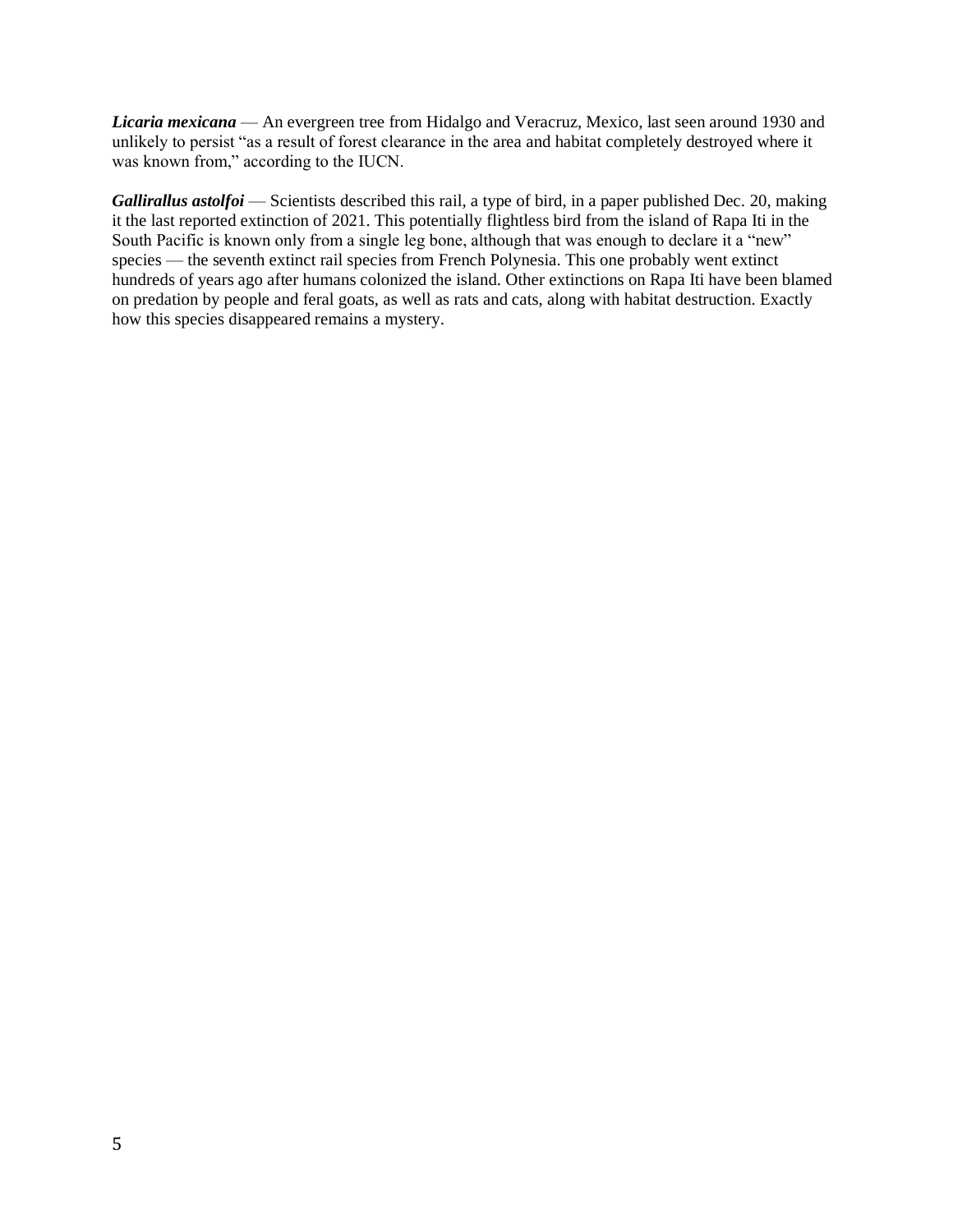***Licaria mexicana*** — An evergreen tree from Hidalgo and Veracruz, Mexico, last seen around 1930 and unlikely to persist "as a result of forest clearance in the area and habitat completely destroyed where it was known from," according to the IUCN.

***Gallirallus astolfoi*** — Scientists described this rail, a type of bird, in a paper published Dec. 20, making it the last reported extinction of 2021. This potentially flightless bird from the island of Rapa Iti in the South Pacific is known only from a single leg bone, although that was enough to declare it a "new" species — the seventh extinct rail species from French Polynesia. This one probably went extinct hundreds of years ago after humans colonized the island. Other extinctions on Rapa Iti have been blamed on predation by people and feral goats, as well as rats and cats, along with habitat destruction. Exactly how this species disappeared remains a mystery.